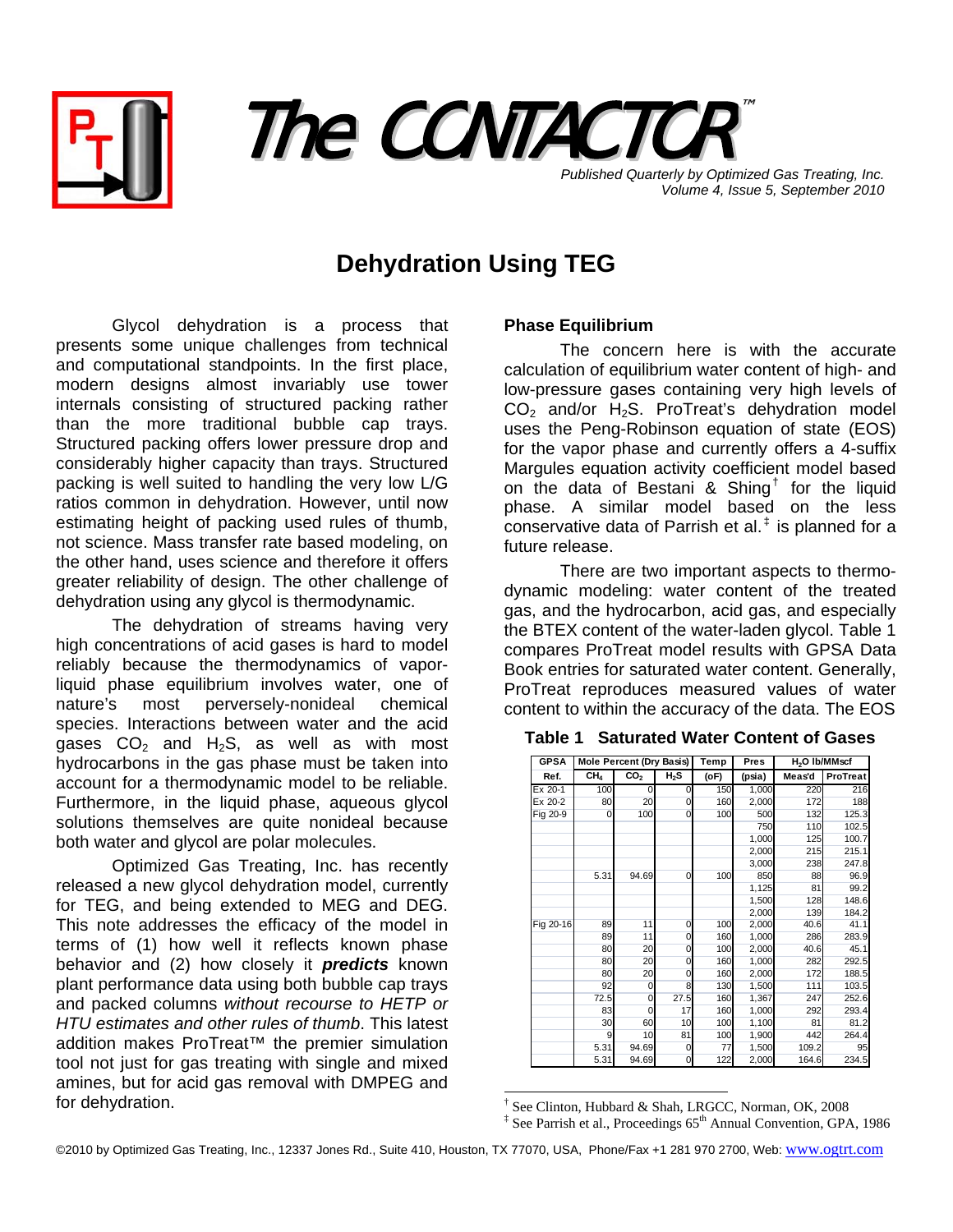# The CONTACTOR™

*Published Quarterly by Optimized Gas Treating, Inc.*
*Volume 4, Issue 5, September 2010*

## Dehydration Using TEG

Glycol dehydration is a process that presents some unique challenges from technical and computational standpoints. In the first place, modern designs almost invariably use tower internals consisting of structured packing rather than the more traditional bubble cap trays. Structured packing offers lower pressure drop and considerably higher capacity than trays. Structured packing is well suited to handling the very low L/G ratios common in dehydration. However, until now estimating height of packing used rules of thumb, not science. Mass transfer rate based modeling, on the other hand, uses science and therefore it offers greater reliability of design. The other challenge of dehydration using any glycol is thermodynamic.

The dehydration of streams having very high concentrations of acid gases is hard to model reliably because the thermodynamics of vapor-liquid phase equilibrium involves water, one of nature's most perversely-nonideal chemical species. Interactions between water and the acid gases $CO_2$ and $H_2S$, as well as with most hydrocarbons in the gas phase must be taken into account for a thermodynamic model to be reliable. Furthermore, in the liquid phase, aqueous glycol solutions themselves are quite nonideal because both water and glycol are polar molecules.

Optimized Gas Treating, Inc. has recently released a new glycol dehydration model, currently for TEG, and being extended to MEG and DEG. This note addresses the efficacy of the model in terms of (1) how well it reflects known phase behavior and (2) how closely it ***predicts*** known plant performance data using both bubble cap trays and packed columns *without recourse to HETP or HTU estimates and other rules of thumb*. This latest addition makes ProTreat™ the premier simulation tool not just for gas treating with single and mixed amines, but for acid gas removal with DMPEG and for dehydration.

### Phase Equilibrium

The concern here is with the accurate calculation of equilibrium water content of high- and low-pressure gases containing very high levels of $CO_2$ and/or $H_2S$. ProTreat's dehydration model uses the Peng-Robinson equation of state (EOS) for the vapor phase and currently offers a 4-suffix Margules equation activity coefficient model based on the data of Bestani & Shing[†] for the liquid phase. A similar model based on the less conservative data of Parrish et al.[‡] is planned for a future release.

There are two important aspects to thermodynamic modeling: water content of the treated gas, and the hydrocarbon, acid gas, and especially the BTEX content of the water-laden glycol. Table 1 compares ProTreat model results with GPSA Data Book entries for saturated water content. Generally, ProTreat reproduces measured values of water content to within the accuracy of the data. The EOS

**Table 1 Saturated Water Content of Gases**

| GPSA | Mole Percent (Dry Basis) | | | Temp | Pres | $H_2O$ lb/MMscf | |
|---|---|---|---|---|---|---|---|
| Ref. | $CH_4$ | $CO_2$ | $H_2S$ | (oF) | (psia) | Meas'd | ProTreat |
| Ex 20-1 | 100 | 0 | 0 | 150 | 1,000 | 220 | 216 |
| Ex 20-2 | 80 | 20 | 0 | 160 | 2,000 | 172 | 188 |
| Fig 20-9 | 0 | 100 | 0 | 100 | 500 | 132 | 125.3 |
| | | | | | 750 | 110 | 102.5 |
| | | | | | 1,000 | 125 | 100.7 |
| | | | | | 2,000 | 215 | 215.1 |
| | | | | | 3,000 | 238 | 247.8 |
| | 5.31 | 94.69 | 0 | 100 | 850 | 88 | 96.9 |
| | | | | | 1,125 | 81 | 99.2 |
| | | | | | 1,500 | 128 | 148.6 |
| | | | | | 2,000 | 139 | 184.2 |
| Fig 20-16 | 89 | 11 | 0 | 100 | 2,000 | 40.6 | 41.1 |
| | 89 | 11 | 0 | 160 | 1,000 | 286 | 283.9 |
| | 80 | 20 | 0 | 100 | 2,000 | 40.6 | 45.1 |
| | 80 | 20 | 0 | 160 | 1,000 | 282 | 292.5 |
| | 80 | 20 | 0 | 160 | 2,000 | 172 | 188.5 |
| | 92 | 0 | 8 | 130 | 1,500 | 111 | 103.5 |
| | 72.5 | 0 | 27.5 | 160 | 1,367 | 247 | 252.6 |
| | 83 | 0 | 17 | 160 | 1,000 | 292 | 293.4 |
| | 30 | 60 | 10 | 100 | 1,100 | 81 | 81.2 |
| | 9 | 10 | 81 | 100 | 1,900 | 442 | 264.4 |
| | 5.31 | 94.69 | 0 | 77 | 1,500 | 109.2 | 95 |
| | 5.31 | 94.69 | 0 | 122 | 2,000 | 164.6 | 234.5 |

[†] See Clinton, Hubbard & Shah, LRGCC, Norman, OK, 2008

[‡] See Parrish et al., Proceedings 65th Annual Convention, GPA, 1986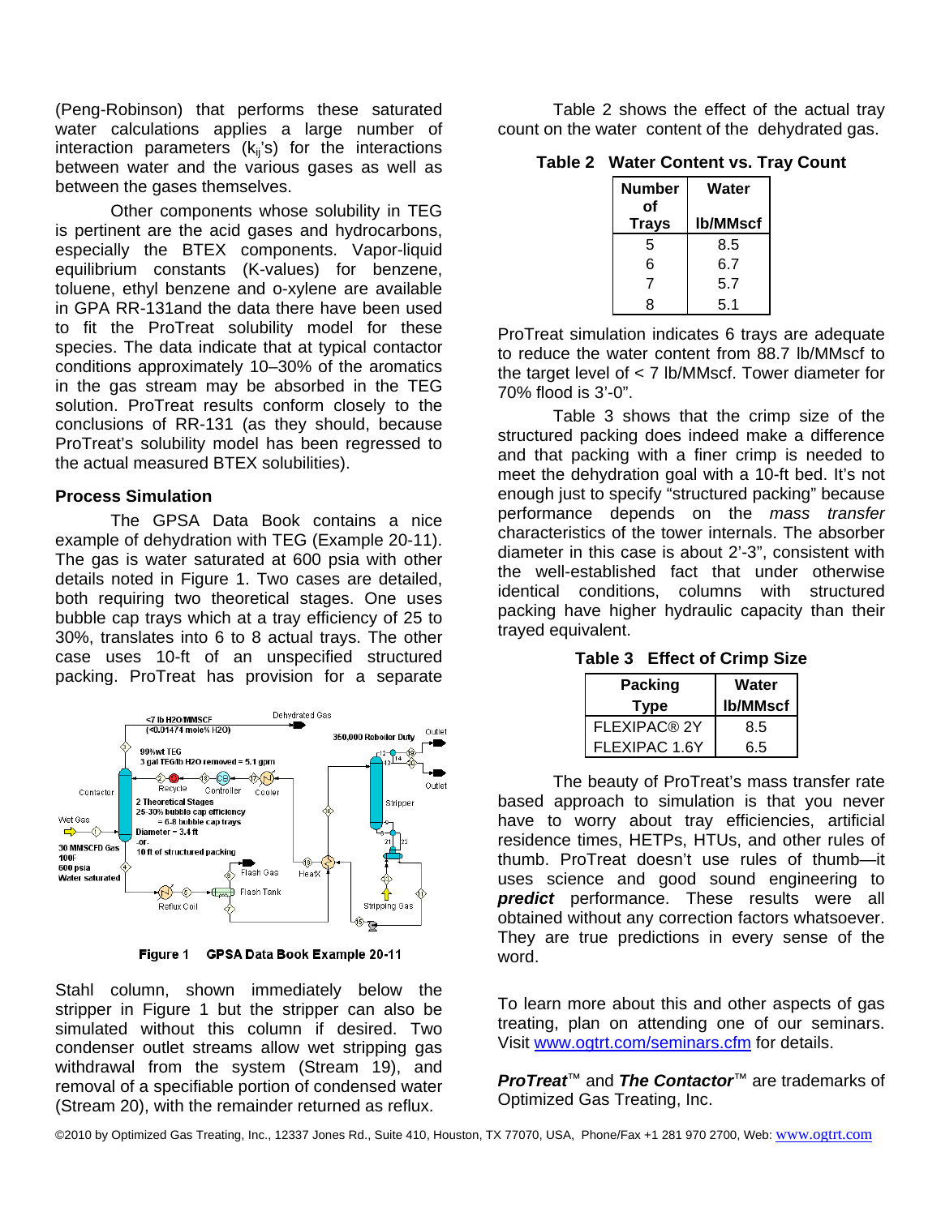(Peng-Robinson) that performs these saturated water calculations applies a large number of interaction parameters ($k_{ij}$'s) for the interactions between water and the various gases as well as between the gases themselves.

Other components whose solubility in TEG is pertinent are the acid gases and hydrocarbons, especially the BTEX components. Vapor-liquid equilibrium constants (K-values) for benzene, toluene, ethyl benzene and o-xylene are available in GPA RR-131and the data there have been used to fit the ProTreat solubility model for these species. The data indicate that at typical contactor conditions approximately 10–30% of the aromatics in the gas stream may be absorbed in the TEG solution. ProTreat results conform closely to the conclusions of RR-131 (as they should, because ProTreat's solubility model has been regressed to the actual measured BTEX solubilities).

### Process Simulation

The GPSA Data Book contains a nice example of dehydration with TEG (Example 20-11). The gas is water saturated at 600 psia with other details noted in Figure 1. Two cases are detailed, both requiring two theoretical stages. One uses bubble cap trays which at a tray efficiency of 25 to 30%, translates into 6 to 8 actual trays. The other case uses 10-ft of an unspecified structured packing. ProTreat has provision for a separate

<7 lb H2O/MMSCF
(<0.01474 mole% H2O)
Dehydrated Gas
350,000 Reboiler Duty
Outlet
Outlet
99%wt TEG
3 gal TEG/lb H2O removed = 5.1 gpm
Recycle
Controller
Cooler
Contactor
Stripper
2 Theoretical Stages
25-30% bubble cap efficiency
= 6-8 bubble cap trays
Diameter = 3.4 ft
-or-
10 ft of structured packing
Wet Gas
30 MMSCFD Gas
100F
600 psia
Water saturated
Flash Gas
Flash Tank
HeatX
Reflux Coil
Stripping Gas

**Figure 1** GPSA Data Book Example 20-11

Stahl column, shown immediately below the stripper in Figure 1 but the stripper can also be simulated without this column if desired. Two condenser outlet streams allow wet stripping gas withdrawal from the system (Stream 19), and removal of a specifiable portion of condensed water (Stream 20), with the remainder returned as reflux.

Table 2 shows the effect of the actual tray count on the water content of the dehydrated gas.

**Table 2 Water Content vs. Tray Count**

| Number of Trays | Water lb/MMscf |
|---|---|
| 5 | 8.5 |
| 6 | 6.7 |
| 7 | 5.7 |
| 8 | 5.1 |

ProTreat simulation indicates 6 trays are adequate to reduce the water content from 88.7 lb/MMscf to the target level of < 7 lb/MMscf. Tower diameter for 70% flood is 3'-0".

Table 3 shows that the crimp size of the structured packing does indeed make a difference and that packing with a finer crimp is needed to meet the dehydration goal with a 10-ft bed. It's not enough just to specify "structured packing" because performance depends on the *mass transfer* characteristics of the tower internals. The absorber diameter in this case is about 2'-3", consistent with the well-established fact that under otherwise identical conditions, columns with structured packing have higher hydraulic capacity than their trayed equivalent.

**Table 3 Effect of Crimp Size**

| Packing Type | Water lb/MMscf |
|---|---|
| FLEXIPAC® 2Y | 8.5 |
| FLEXIPAC 1.6Y | 6.5 |

The beauty of ProTreat's mass transfer rate based approach to simulation is that you never have to worry about tray efficiencies, artificial residence times, HETPs, HTUs, and other rules of thumb. ProTreat doesn't use rules of thumb—it uses science and good sound engineering to ***predict*** performance. These results were all obtained without any correction factors whatsoever. They are true predictions in every sense of the word.

To learn more about this and other aspects of gas treating, plan on attending one of our seminars. Visit www.ogtrt.com/seminars.cfm for details.

***ProTreat***™ and ***The Contactor***™ are trademarks of Optimized Gas Treating, Inc.

©2010 by Optimized Gas Treating, Inc., 12337 Jones Rd., Suite 410, Houston, TX 77070, USA, Phone/Fax +1 281 970 2700, Web: www.ogtrt.com